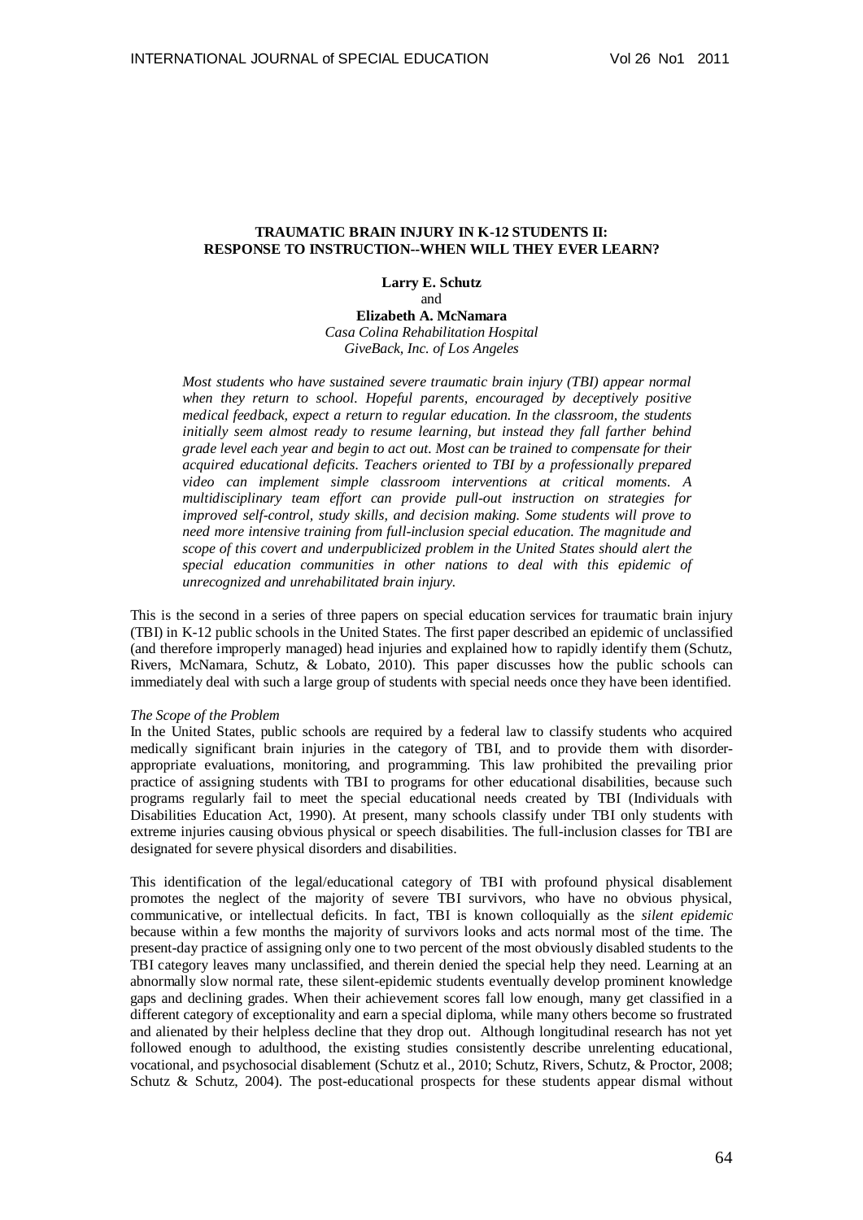# TRAUMATIC BRAIN INJURY IN K-12 STUDENTS II: RESPONSE TO INSTRUCTION--WHEN WILL THEY EVER LEARN?

**Larry E. Schutz**
and
**Elizabeth A. McNamara**
*Casa Colina Rehabilitation Hospital*
*GiveBack, Inc. of Los Angeles*

*Most students who have sustained severe traumatic brain injury (TBI) appear normal when they return to school. Hopeful parents, encouraged by deceptively positive medical feedback, expect a return to regular education. In the classroom, the students initially seem almost ready to resume learning, but instead they fall farther behind grade level each year and begin to act out. Most can be trained to compensate for their acquired educational deficits. Teachers oriented to TBI by a professionally prepared video can implement simple classroom interventions at critical moments. A multidisciplinary team effort can provide pull-out instruction on strategies for improved self-control, study skills, and decision making. Some students will prove to need more intensive training from full-inclusion special education. The magnitude and scope of this covert and underpublicized problem in the United States should alert the special education communities in other nations to deal with this epidemic of unrecognized and unrehabilitated brain injury.*

This is the second in a series of three papers on special education services for traumatic brain injury (TBI) in K-12 public schools in the United States. The first paper described an epidemic of unclassified (and therefore improperly managed) head injuries and explained how to rapidly identify them (Schutz, Rivers, McNamara, Schutz, & Lobato, 2010). This paper discusses how the public schools can immediately deal with such a large group of students with special needs once they have been identified.

*The Scope of the Problem*

In the United States, public schools are required by a federal law to classify students who acquired medically significant brain injuries in the category of TBI, and to provide them with disorder-appropriate evaluations, monitoring, and programming. This law prohibited the prevailing prior practice of assigning students with TBI to programs for other educational disabilities, because such programs regularly fail to meet the special educational needs created by TBI (Individuals with Disabilities Education Act, 1990). At present, many schools classify under TBI only students with extreme injuries causing obvious physical or speech disabilities. The full-inclusion classes for TBI are designated for severe physical disorders and disabilities.

This identification of the legal/educational category of TBI with profound physical disablement promotes the neglect of the majority of severe TBI survivors, who have no obvious physical, communicative, or intellectual deficits. In fact, TBI is known colloquially as the *silent epidemic* because within a few months the majority of survivors looks and acts normal most of the time. The present-day practice of assigning only one to two percent of the most obviously disabled students to the TBI category leaves many unclassified, and therein denied the special help they need. Learning at an abnormally slow normal rate, these silent-epidemic students eventually develop prominent knowledge gaps and declining grades. When their achievement scores fall low enough, many get classified in a different category of exceptionality and earn a special diploma, while many others become so frustrated and alienated by their helpless decline that they drop out. Although longitudinal research has not yet followed enough to adulthood, the existing studies consistently describe unrelenting educational, vocational, and psychosocial disablement (Schutz et al., 2010; Schutz, Rivers, Schutz, & Proctor, 2008; Schutz & Schutz, 2004). The post-educational prospects for these students appear dismal without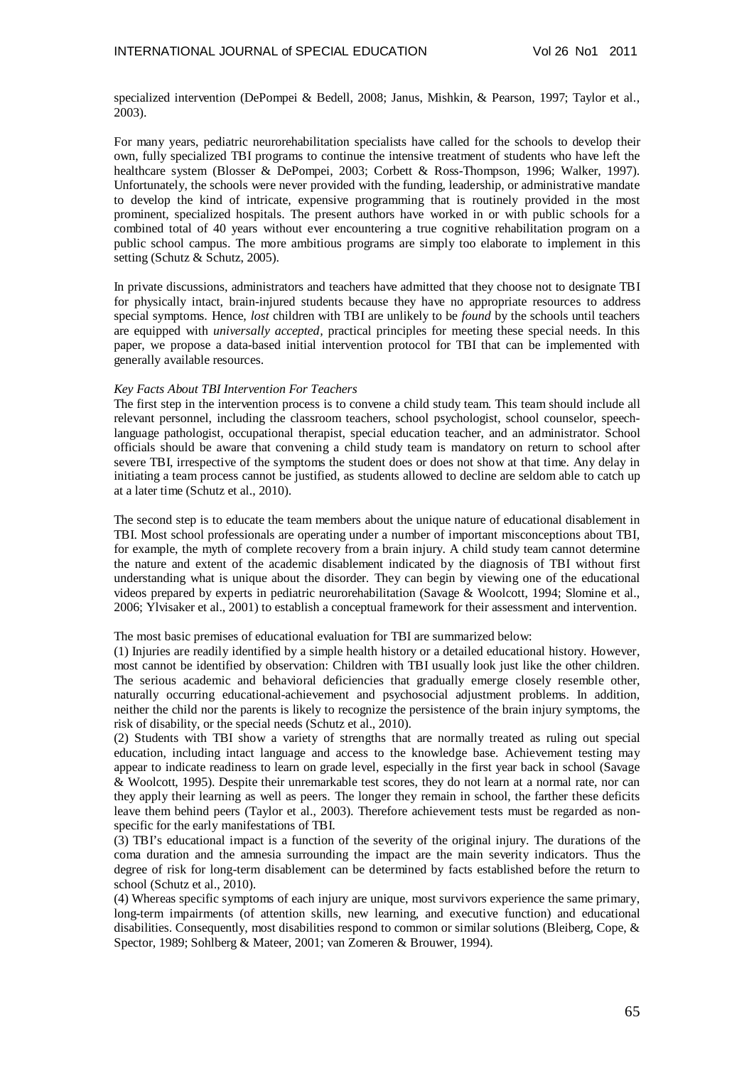specialized intervention (DePompei & Bedell, 2008; Janus, Mishkin, & Pearson, 1997; Taylor et al., 2003).

For many years, pediatric neurorehabilitation specialists have called for the schools to develop their own, fully specialized TBI programs to continue the intensive treatment of students who have left the healthcare system (Blosser & DePompei, 2003; Corbett & Ross-Thompson, 1996; Walker, 1997). Unfortunately, the schools were never provided with the funding, leadership, or administrative mandate to develop the kind of intricate, expensive programming that is routinely provided in the most prominent, specialized hospitals. The present authors have worked in or with public schools for a combined total of 40 years without ever encountering a true cognitive rehabilitation program on a public school campus. The more ambitious programs are simply too elaborate to implement in this setting (Schutz & Schutz, 2005).

In private discussions, administrators and teachers have admitted that they choose not to designate TBI for physically intact, brain-injured students because they have no appropriate resources to address special symptoms. Hence, *lost* children with TBI are unlikely to be *found* by the schools until teachers are equipped with *universally accepted*, practical principles for meeting these special needs. In this paper, we propose a data-based initial intervention protocol for TBI that can be implemented with generally available resources.

*Key Facts About TBI Intervention For Teachers*

The first step in the intervention process is to convene a child study team. This team should include all relevant personnel, including the classroom teachers, school psychologist, school counselor, speech-language pathologist, occupational therapist, special education teacher, and an administrator. School officials should be aware that convening a child study team is mandatory on return to school after severe TBI, irrespective of the symptoms the student does or does not show at that time. Any delay in initiating a team process cannot be justified, as students allowed to decline are seldom able to catch up at a later time (Schutz et al., 2010).

The second step is to educate the team members about the unique nature of educational disablement in TBI. Most school professionals are operating under a number of important misconceptions about TBI, for example, the myth of complete recovery from a brain injury. A child study team cannot determine the nature and extent of the academic disablement indicated by the diagnosis of TBI without first understanding what is unique about the disorder. They can begin by viewing one of the educational videos prepared by experts in pediatric neurorehabilitation (Savage & Woolcott, 1994; Slomine et al., 2006; Ylvisaker et al., 2001) to establish a conceptual framework for their assessment and intervention.

The most basic premises of educational evaluation for TBI are summarized below:

(1) Injuries are readily identified by a simple health history or a detailed educational history. However, most cannot be identified by observation: Children with TBI usually look just like the other children. The serious academic and behavioral deficiencies that gradually emerge closely resemble other, naturally occurring educational-achievement and psychosocial adjustment problems. In addition, neither the child nor the parents is likely to recognize the persistence of the brain injury symptoms, the risk of disability, or the special needs (Schutz et al., 2010).

(2) Students with TBI show a variety of strengths that are normally treated as ruling out special education, including intact language and access to the knowledge base. Achievement testing may appear to indicate readiness to learn on grade level, especially in the first year back in school (Savage & Woolcott, 1995). Despite their unremarkable test scores, they do not learn at a normal rate, nor can they apply their learning as well as peers. The longer they remain in school, the farther these deficits leave them behind peers (Taylor et al., 2003). Therefore achievement tests must be regarded as non-specific for the early manifestations of TBI.

(3) TBI's educational impact is a function of the severity of the original injury. The durations of the coma duration and the amnesia surrounding the impact are the main severity indicators. Thus the degree of risk for long-term disablement can be determined by facts established before the return to school (Schutz et al., 2010).

(4) Whereas specific symptoms of each injury are unique, most survivors experience the same primary, long-term impairments (of attention skills, new learning, and executive function) and educational disabilities. Consequently, most disabilities respond to common or similar solutions (Bleiberg, Cope, & Spector, 1989; Sohlberg & Mateer, 2001; van Zomeren & Brouwer, 1994).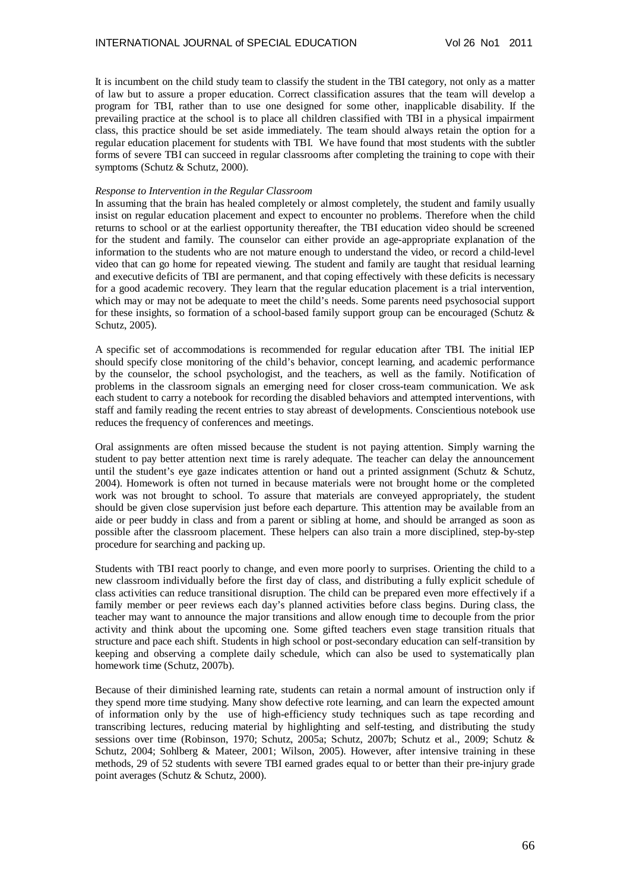It is incumbent on the child study team to classify the student in the TBI category, not only as a matter of law but to assure a proper education. Correct classification assures that the team will develop a program for TBI, rather than to use one designed for some other, inapplicable disability. If the prevailing practice at the school is to place all children classified with TBI in a physical impairment class, this practice should be set aside immediately. The team should always retain the option for a regular education placement for students with TBI. We have found that most students with the subtler forms of severe TBI can succeed in regular classrooms after completing the training to cope with their symptoms (Schutz & Schutz, 2000).

*Response to Intervention in the Regular Classroom*

In assuming that the brain has healed completely or almost completely, the student and family usually insist on regular education placement and expect to encounter no problems. Therefore when the child returns to school or at the earliest opportunity thereafter, the TBI education video should be screened for the student and family. The counselor can either provide an age-appropriate explanation of the information to the students who are not mature enough to understand the video, or record a child-level video that can go home for repeated viewing. The student and family are taught that residual learning and executive deficits of TBI are permanent, and that coping effectively with these deficits is necessary for a good academic recovery. They learn that the regular education placement is a trial intervention, which may or may not be adequate to meet the child's needs. Some parents need psychosocial support for these insights, so formation of a school-based family support group can be encouraged (Schutz & Schutz, 2005).

A specific set of accommodations is recommended for regular education after TBI. The initial IEP should specify close monitoring of the child's behavior, concept learning, and academic performance by the counselor, the school psychologist, and the teachers, as well as the family. Notification of problems in the classroom signals an emerging need for closer cross-team communication. We ask each student to carry a notebook for recording the disabled behaviors and attempted interventions, with staff and family reading the recent entries to stay abreast of developments. Conscientious notebook use reduces the frequency of conferences and meetings.

Oral assignments are often missed because the student is not paying attention. Simply warning the student to pay better attention next time is rarely adequate. The teacher can delay the announcement until the student's eye gaze indicates attention or hand out a printed assignment (Schutz & Schutz, 2004). Homework is often not turned in because materials were not brought home or the completed work was not brought to school. To assure that materials are conveyed appropriately, the student should be given close supervision just before each departure. This attention may be available from an aide or peer buddy in class and from a parent or sibling at home, and should be arranged as soon as possible after the classroom placement. These helpers can also train a more disciplined, step-by-step procedure for searching and packing up.

Students with TBI react poorly to change, and even more poorly to surprises. Orienting the child to a new classroom individually before the first day of class, and distributing a fully explicit schedule of class activities can reduce transitional disruption. The child can be prepared even more effectively if a family member or peer reviews each day's planned activities before class begins. During class, the teacher may want to announce the major transitions and allow enough time to decouple from the prior activity and think about the upcoming one. Some gifted teachers even stage transition rituals that structure and pace each shift. Students in high school or post-secondary education can self-transition by keeping and observing a complete daily schedule, which can also be used to systematically plan homework time (Schutz, 2007b).

Because of their diminished learning rate, students can retain a normal amount of instruction only if they spend more time studying. Many show defective rote learning, and can learn the expected amount of information only by the use of high-efficiency study techniques such as tape recording and transcribing lectures, reducing material by highlighting and self-testing, and distributing the study sessions over time (Robinson, 1970; Schutz, 2005a; Schutz, 2007b; Schutz et al., 2009; Schutz & Schutz, 2004; Sohlberg & Mateer, 2001; Wilson, 2005). However, after intensive training in these methods, 29 of 52 students with severe TBI earned grades equal to or better than their pre-injury grade point averages (Schutz & Schutz, 2000).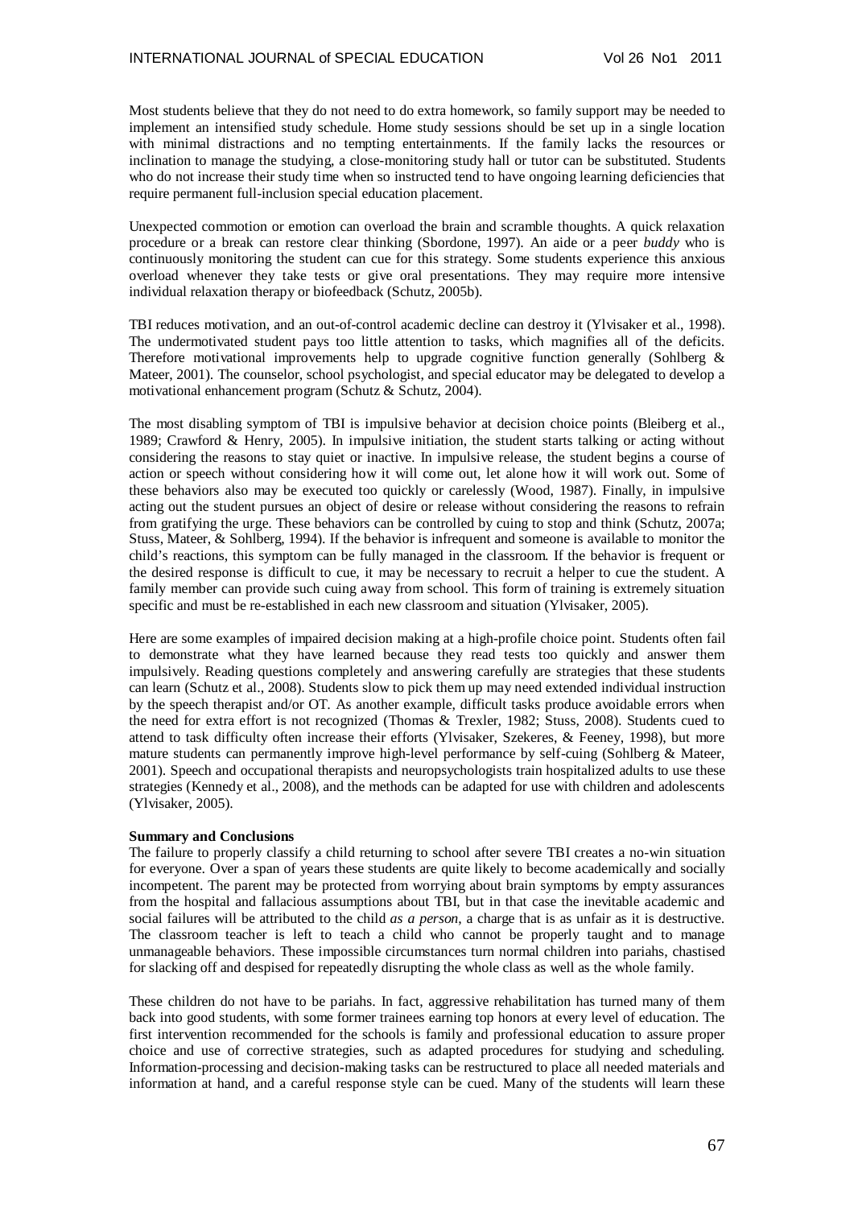Most students believe that they do not need to do extra homework, so family support may be needed to implement an intensified study schedule. Home study sessions should be set up in a single location with minimal distractions and no tempting entertainments. If the family lacks the resources or inclination to manage the studying, a close-monitoring study hall or tutor can be substituted. Students who do not increase their study time when so instructed tend to have ongoing learning deficiencies that require permanent full-inclusion special education placement.

Unexpected commotion or emotion can overload the brain and scramble thoughts. A quick relaxation procedure or a break can restore clear thinking (Sbordone, 1997). An aide or a peer *buddy* who is continuously monitoring the student can cue for this strategy. Some students experience this anxious overload whenever they take tests or give oral presentations. They may require more intensive individual relaxation therapy or biofeedback (Schutz, 2005b).

TBI reduces motivation, and an out-of-control academic decline can destroy it (Ylvisaker et al., 1998). The undermotivated student pays too little attention to tasks, which magnifies all of the deficits. Therefore motivational improvements help to upgrade cognitive function generally (Sohlberg & Mateer, 2001). The counselor, school psychologist, and special educator may be delegated to develop a motivational enhancement program (Schutz & Schutz, 2004).

The most disabling symptom of TBI is impulsive behavior at decision choice points (Bleiberg et al., 1989; Crawford & Henry, 2005). In impulsive initiation, the student starts talking or acting without considering the reasons to stay quiet or inactive. In impulsive release, the student begins a course of action or speech without considering how it will come out, let alone how it will work out. Some of these behaviors also may be executed too quickly or carelessly (Wood, 1987). Finally, in impulsive acting out the student pursues an object of desire or release without considering the reasons to refrain from gratifying the urge. These behaviors can be controlled by cuing to stop and think (Schutz, 2007a; Stuss, Mateer, & Sohlberg, 1994). If the behavior is infrequent and someone is available to monitor the child's reactions, this symptom can be fully managed in the classroom. If the behavior is frequent or the desired response is difficult to cue, it may be necessary to recruit a helper to cue the student. A family member can provide such cuing away from school. This form of training is extremely situation specific and must be re-established in each new classroom and situation (Ylvisaker, 2005).

Here are some examples of impaired decision making at a high-profile choice point. Students often fail to demonstrate what they have learned because they read tests too quickly and answer them impulsively. Reading questions completely and answering carefully are strategies that these students can learn (Schutz et al., 2008). Students slow to pick them up may need extended individual instruction by the speech therapist and/or OT. As another example, difficult tasks produce avoidable errors when the need for extra effort is not recognized (Thomas & Trexler, 1982; Stuss, 2008). Students cued to attend to task difficulty often increase their efforts (Ylvisaker, Szekeres, & Feeney, 1998), but more mature students can permanently improve high-level performance by self-cuing (Sohlberg & Mateer, 2001). Speech and occupational therapists and neuropsychologists train hospitalized adults to use these strategies (Kennedy et al., 2008), and the methods can be adapted for use with children and adolescents (Ylvisaker, 2005).

**Summary and Conclusions**

The failure to properly classify a child returning to school after severe TBI creates a no-win situation for everyone. Over a span of years these students are quite likely to become academically and socially incompetent. The parent may be protected from worrying about brain symptoms by empty assurances from the hospital and fallacious assumptions about TBI, but in that case the inevitable academic and social failures will be attributed to the child *as a person*, a charge that is as unfair as it is destructive. The classroom teacher is left to teach a child who cannot be properly taught and to manage unmanageable behaviors. These impossible circumstances turn normal children into pariahs, chastised for slacking off and despised for repeatedly disrupting the whole class as well as the whole family.

These children do not have to be pariahs. In fact, aggressive rehabilitation has turned many of them back into good students, with some former trainees earning top honors at every level of education. The first intervention recommended for the schools is family and professional education to assure proper choice and use of corrective strategies, such as adapted procedures for studying and scheduling. Information-processing and decision-making tasks can be restructured to place all needed materials and information at hand, and a careful response style can be cued. Many of the students will learn these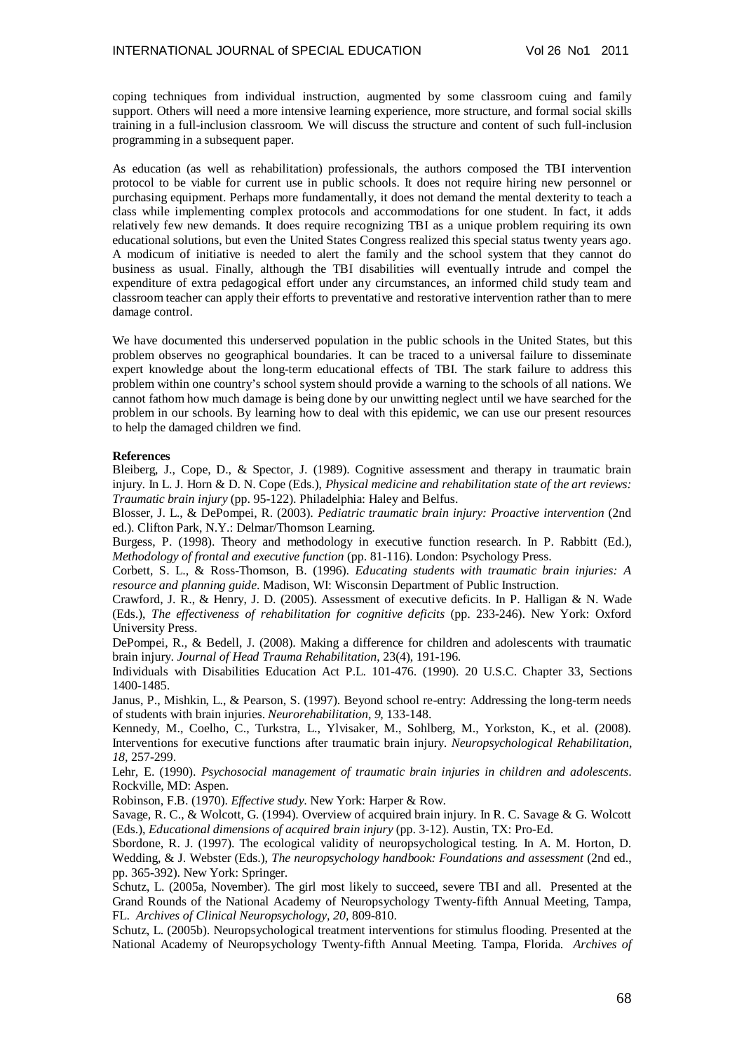coping techniques from individual instruction, augmented by some classroom cuing and family support. Others will need a more intensive learning experience, more structure, and formal social skills training in a full-inclusion classroom. We will discuss the structure and content of such full-inclusion programming in a subsequent paper.

As education (as well as rehabilitation) professionals, the authors composed the TBI intervention protocol to be viable for current use in public schools. It does not require hiring new personnel or purchasing equipment. Perhaps more fundamentally, it does not demand the mental dexterity to teach a class while implementing complex protocols and accommodations for one student. In fact, it adds relatively few new demands. It does require recognizing TBI as a unique problem requiring its own educational solutions, but even the United States Congress realized this special status twenty years ago. A modicum of initiative is needed to alert the family and the school system that they cannot do business as usual. Finally, although the TBI disabilities will eventually intrude and compel the expenditure of extra pedagogical effort under any circumstances, an informed child study team and classroom teacher can apply their efforts to preventative and restorative intervention rather than to mere damage control.

We have documented this underserved population in the public schools in the United States, but this problem observes no geographical boundaries. It can be traced to a universal failure to disseminate expert knowledge about the long-term educational effects of TBI. The stark failure to address this problem within one country's school system should provide a warning to the schools of all nations. We cannot fathom how much damage is being done by our unwitting neglect until we have searched for the problem in our schools. By learning how to deal with this epidemic, we can use our present resources to help the damaged children we find.

**References**

Bleiberg, J., Cope, D., & Spector, J. (1989). Cognitive assessment and therapy in traumatic brain injury. In L. J. Horn & D. N. Cope (Eds.), *Physical medicine and rehabilitation state of the art reviews: Traumatic brain injury* (pp. 95-122). Philadelphia: Haley and Belfus.

Blosser, J. L., & DePompei, R. (2003). *Pediatric traumatic brain injury: Proactive intervention* (2nd ed.). Clifton Park, N.Y.: Delmar/Thomson Learning.

Burgess, P. (1998). Theory and methodology in executive function research. In P. Rabbitt (Ed.), *Methodology of frontal and executive function* (pp. 81-116). London: Psychology Press.

Corbett, S. L., & Ross-Thomson, B. (1996). *Educating students with traumatic brain injuries: A resource and planning guide*. Madison, WI: Wisconsin Department of Public Instruction.

Crawford, J. R., & Henry, J. D. (2005). Assessment of executive deficits. In P. Halligan & N. Wade (Eds.), *The effectiveness of rehabilitation for cognitive deficits* (pp. 233-246). New York: Oxford University Press.

DePompei, R., & Bedell, J. (2008). Making a difference for children and adolescents with traumatic brain injury. *Journal of Head Trauma Rehabilitation*, 23(4), 191-196.

Individuals with Disabilities Education Act P.L. 101-476. (1990). 20 U.S.C. Chapter 33, Sections 1400-1485.

Janus, P., Mishkin, L., & Pearson, S. (1997). Beyond school re-entry: Addressing the long-term needs of students with brain injuries. *Neurorehabilitation*, *9*, 133-148.

Kennedy, M., Coelho, C., Turkstra, L., Ylvisaker, M., Sohlberg, M., Yorkston, K., et al. (2008). Interventions for executive functions after traumatic brain injury. *Neuropsychological Rehabilitation*, *18*, 257-299.

Lehr, E. (1990). *Psychosocial management of traumatic brain injuries in children and adolescents*. Rockville, MD: Aspen.

Robinson, F.B. (1970). *Effective study*. New York: Harper & Row.

Savage, R. C., & Wolcott, G. (1994). Overview of acquired brain injury. In R. C. Savage & G. Wolcott (Eds.), *Educational dimensions of acquired brain injury* (pp. 3-12). Austin, TX: Pro-Ed.

Sbordone, R. J. (1997). The ecological validity of neuropsychological testing. In A. M. Horton, D. Wedding, & J. Webster (Eds.), *The neuropsychology handbook: Foundations and assessment* (2nd ed., pp. 365-392). New York: Springer.

Schutz, L. (2005a, November). The girl most likely to succeed, severe TBI and all. Presented at the Grand Rounds of the National Academy of Neuropsychology Twenty-fifth Annual Meeting, Tampa, FL. *Archives of Clinical Neuropsychology*, *20*, 809-810.

Schutz, L. (2005b). Neuropsychological treatment interventions for stimulus flooding. Presented at the National Academy of Neuropsychology Twenty-fifth Annual Meeting. Tampa, Florida. *Archives of*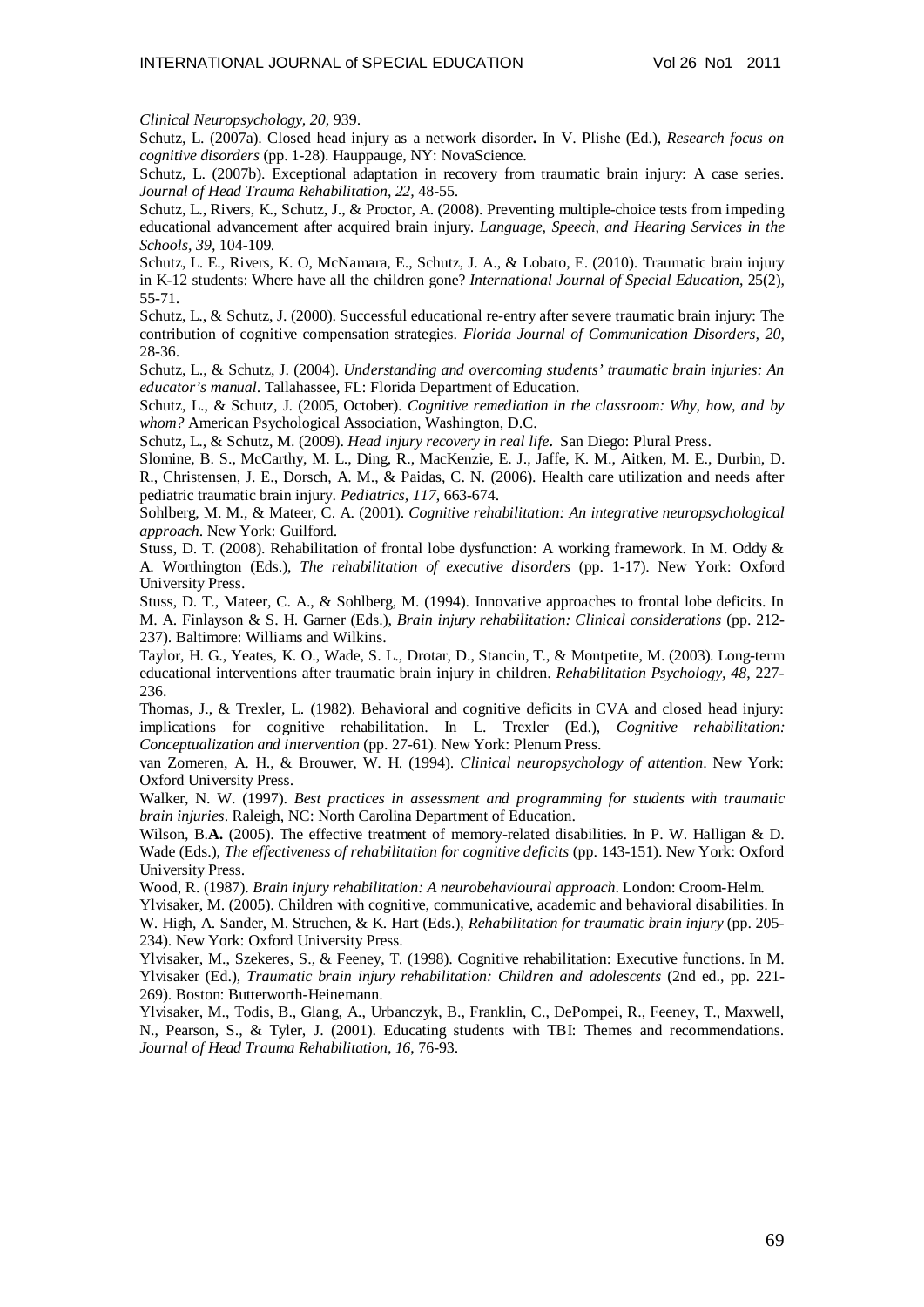*Clinical Neuropsychology, 20*, 939.

Schutz, L. (2007a). Closed head injury as a network disorder**.** In V. Plishe (Ed.), *Research focus on cognitive disorders* (pp. 1-28). Hauppauge, NY: NovaScience.

Schutz, L. (2007b). Exceptional adaptation in recovery from traumatic brain injury: A case series. *Journal of Head Trauma Rehabilitation, 22,* 48-55.

Schutz, L., Rivers, K., Schutz, J., & Proctor, A. (2008). Preventing multiple-choice tests from impeding educational advancement after acquired brain injury. *Language, Speech, and Hearing Services in the Schools, 39,* 104-109.

Schutz, L. E., Rivers, K. O, McNamara, E., Schutz, J. A., & Lobato, E. (2010). Traumatic brain injury in K-12 students: Where have all the children gone? *International Journal of Special Education*, 25(2), 55-71.

Schutz, L., & Schutz, J. (2000). Successful educational re-entry after severe traumatic brain injury: The contribution of cognitive compensation strategies. *Florida Journal of Communication Disorders, 20,* 28-36.

Schutz, L., & Schutz, J. (2004). *Understanding and overcoming students' traumatic brain injuries: An educator's manual*. Tallahassee, FL: Florida Department of Education.

Schutz, L., & Schutz, J. (2005, October). *Cognitive remediation in the classroom: Why, how, and by whom?* American Psychological Association, Washington, D.C.

Schutz, L., & Schutz, M. (2009). *Head injury recovery in real life***.** San Diego: Plural Press.

Slomine, B. S., McCarthy, M. L., Ding, R., MacKenzie, E. J., Jaffe, K. M., Aitken, M. E., Durbin, D. R., Christensen, J. E., Dorsch, A. M., & Paidas, C. N. (2006). Health care utilization and needs after pediatric traumatic brain injury. *Pediatrics, 117,* 663-674.

Sohlberg, M. M., & Mateer, C. A. (2001). *Cognitive rehabilitation: An integrative neuropsychological approach*. New York: Guilford.

Stuss, D. T. (2008). Rehabilitation of frontal lobe dysfunction: A working framework. In M. Oddy & A. Worthington (Eds.), *The rehabilitation of executive disorders* (pp. 1-17). New York: Oxford University Press.

Stuss, D. T., Mateer, C. A., & Sohlberg, M. (1994). Innovative approaches to frontal lobe deficits. In M. A. Finlayson & S. H. Garner (Eds.), *Brain injury rehabilitation: Clinical considerations* (pp. 212-237). Baltimore: Williams and Wilkins.

Taylor, H. G., Yeates, K. O., Wade, S. L., Drotar, D., Stancin, T., & Montpetite, M. (2003). Long-term educational interventions after traumatic brain injury in children. *Rehabilitation Psychology, 48*, 227-236.

Thomas, J., & Trexler, L. (1982). Behavioral and cognitive deficits in CVA and closed head injury: implications for cognitive rehabilitation. In L. Trexler (Ed.), *Cognitive rehabilitation: Conceptualization and intervention* (pp. 27-61). New York: Plenum Press.

van Zomeren, A. H., & Brouwer, W. H. (1994). *Clinical neuropsychology of attention*. New York: Oxford University Press.

Walker, N. W. (1997). *Best practices in assessment and programming for students with traumatic brain injuries*. Raleigh, NC: North Carolina Department of Education.

Wilson, B.**A.** (2005). The effective treatment of memory-related disabilities. In P. W. Halligan & D. Wade (Eds.), *The effectiveness of rehabilitation for cognitive deficits* (pp. 143-151). New York: Oxford University Press.

Wood, R. (1987). *Brain injury rehabilitation: A neurobehavioural approach*. London: Croom-Helm.

Ylvisaker, M. (2005). Children with cognitive, communicative, academic and behavioral disabilities. In W. High, A. Sander, M. Struchen, & K. Hart (Eds.), *Rehabilitation for traumatic brain injury* (pp. 205-234). New York: Oxford University Press.

Ylvisaker, M., Szekeres, S., & Feeney, T. (1998). Cognitive rehabilitation: Executive functions. In M. Ylvisaker (Ed.), *Traumatic brain injury rehabilitation: Children and adolescents* (2nd ed., pp. 221-269). Boston: Butterworth-Heinemann.

Ylvisaker, M., Todis, B., Glang, A., Urbanczyk, B., Franklin, C., DePompei, R., Feeney, T., Maxwell, N., Pearson, S., & Tyler, J. (2001). Educating students with TBI: Themes and recommendations. *Journal of Head Trauma Rehabilitation, 16*, 76-93.